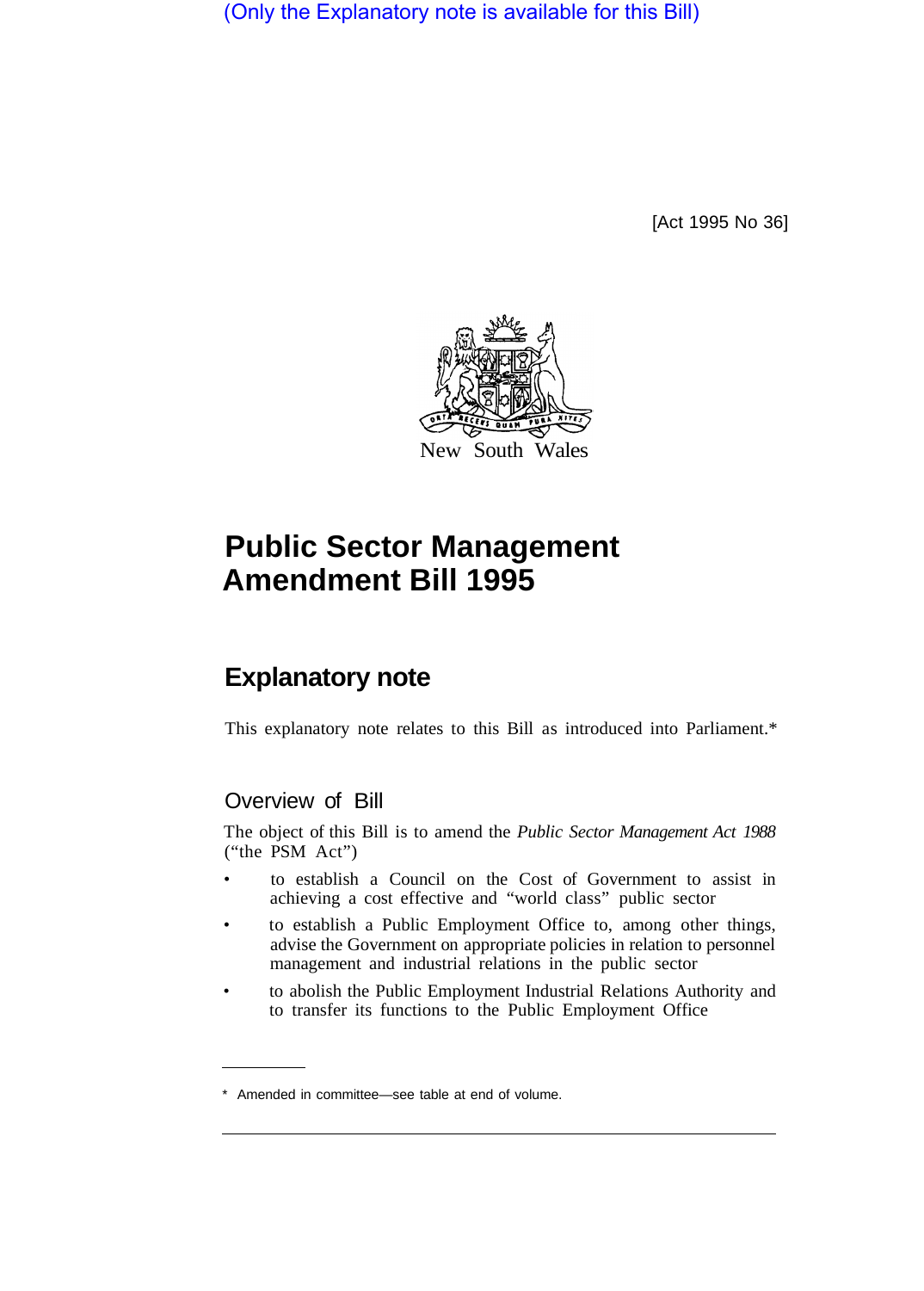(Only the Explanatory note is available for this Bill)

[Act 1995 No 36]

New South Wales

# Public Sector Management Amendment Bill 1995

## Explanatory note

This explanatory note relates to this Bill as introduced into Parliament.*

### Overview of Bill

The object of this Bill is to amend the *Public Sector Management Act 1988* ("the PSM Act")

- to establish a Council on the Cost of Government to assist in achieving a cost effective and "world class" public sector
- to establish a Public Employment Office to, among other things, advise the Government on appropriate policies in relation to personnel management and industrial relations in the public sector
- to abolish the Public Employment Industrial Relations Authority and to transfer its functions to the Public Employment Office

\* Amended in committee—see table at end of volume.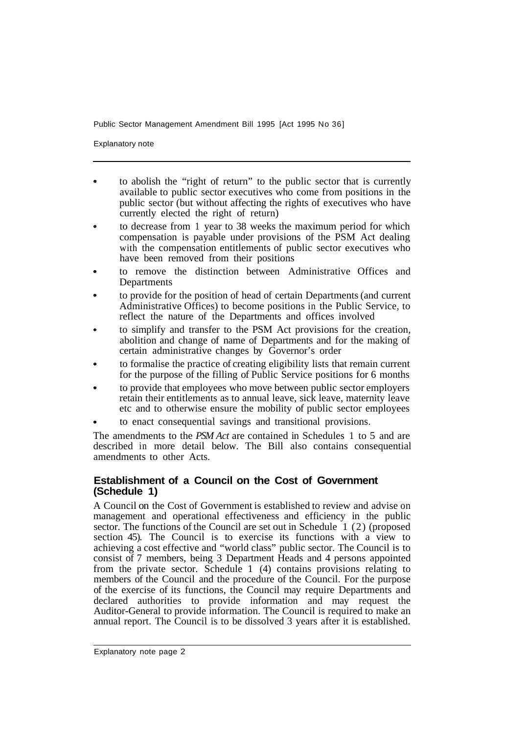- to abolish the "right of return" to the public sector that is currently available to public sector executives who come from positions in the public sector (but without affecting the rights of executives who have currently elected the right of return)
- to decrease from 1 year to 38 weeks the maximum period for which compensation is payable under provisions of the PSM Act dealing with the compensation entitlements of public sector executives who have been removed from their positions
- to remove the distinction between Administrative Offices and Departments
- to provide for the position of head of certain Departments (and current Administrative Offices) to become positions in the Public Service, to reflect the nature of the Departments and offices involved
- to simplify and transfer to the PSM Act provisions for the creation, abolition and change of name of Departments and for the making of certain administrative changes by Governor's order
- to formalise the practice of creating eligibility lists that remain current for the purpose of the filling of Public Service positions for 6 months
- to provide that employees who move between public sector employers retain their entitlements as to annual leave, sick leave, maternity leave etc and to otherwise ensure the mobility of public sector employees
- to enact consequential savings and transitional provisions.

The amendments to the *PSM Act* are contained in Schedules 1 to 5 and are described in more detail below. The Bill also contains consequential amendments to other Acts.

### Establishment of a Council on the Cost of Government (Schedule 1)

A Council on the Cost of Government is established to review and advise on management and operational effectiveness and efficiency in the public sector. The functions of the Council are set out in Schedule 1 (2) (proposed section 45). The Council is to exercise its functions with a view to achieving a cost effective and "world class" public sector. The Council is to consist of 7 members, being 3 Department Heads and 4 persons appointed from the private sector. Schedule 1 (4) contains provisions relating to members of the Council and the procedure of the Council. For the purpose of the exercise of its functions, the Council may require Departments and declared authorities to provide information and may request the Auditor-General to provide information. The Council is required to make an annual report. The Council is to be dissolved 3 years after it is established.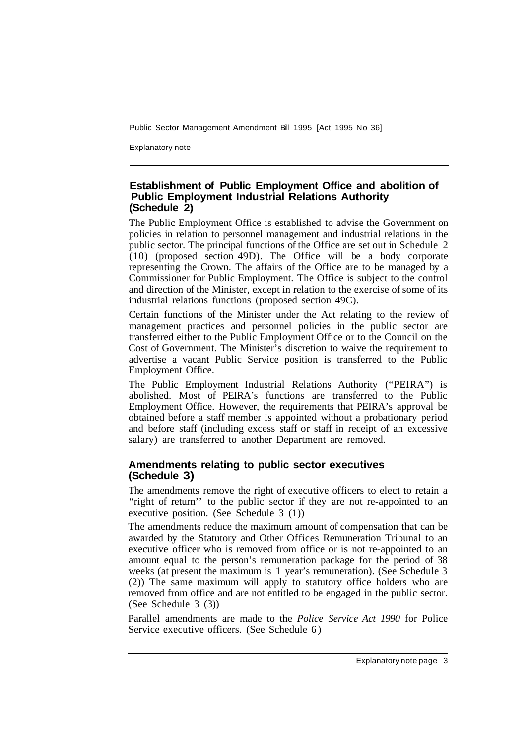### Establishment of Public Employment Office and abolition of Public Employment Industrial Relations Authority (Schedule 2)

The Public Employment Office is established to advise the Government on policies in relation to personnel management and industrial relations in the public sector. The principal functions of the Office are set out in Schedule 2 (10) (proposed section 49D). The Office will be a body corporate representing the Crown. The affairs of the Office are to be managed by a Commissioner for Public Employment. The Office is subject to the control and direction of the Minister, except in relation to the exercise of some of its industrial relations functions (proposed section 49C).

Certain functions of the Minister under the Act relating to the review of management practices and personnel policies in the public sector are transferred either to the Public Employment Office or to the Council on the Cost of Government. The Minister's discretion to waive the requirement to advertise a vacant Public Service position is transferred to the Public Employment Office.

The Public Employment Industrial Relations Authority ("PEIRA") is abolished. Most of PEIRA's functions are transferred to the Public Employment Office. However, the requirements that PEIRA's approval be obtained before a staff member is appointed without a probationary period and before staff (including excess staff or staff in receipt of an excessive salary) are transferred to another Department are removed.

### Amendments relating to public sector executives (Schedule 3)

The amendments remove the right of executive officers to elect to retain a "right of return" to the public sector if they are not re-appointed to an executive position. (See Schedule 3 (1))

The amendments reduce the maximum amount of compensation that can be awarded by the Statutory and Other Offices Remuneration Tribunal to an executive officer who is removed from office or is not re-appointed to an amount equal to the person's remuneration package for the period of 38 weeks (at present the maximum is 1 year's remuneration). (See Schedule 3 (2)) The same maximum will apply to statutory office holders who are removed from office and are not entitled to be engaged in the public sector. (See Schedule 3 (3))

Parallel amendments are made to the *Police Service Act 1990* for Police Service executive officers. (See Schedule 6)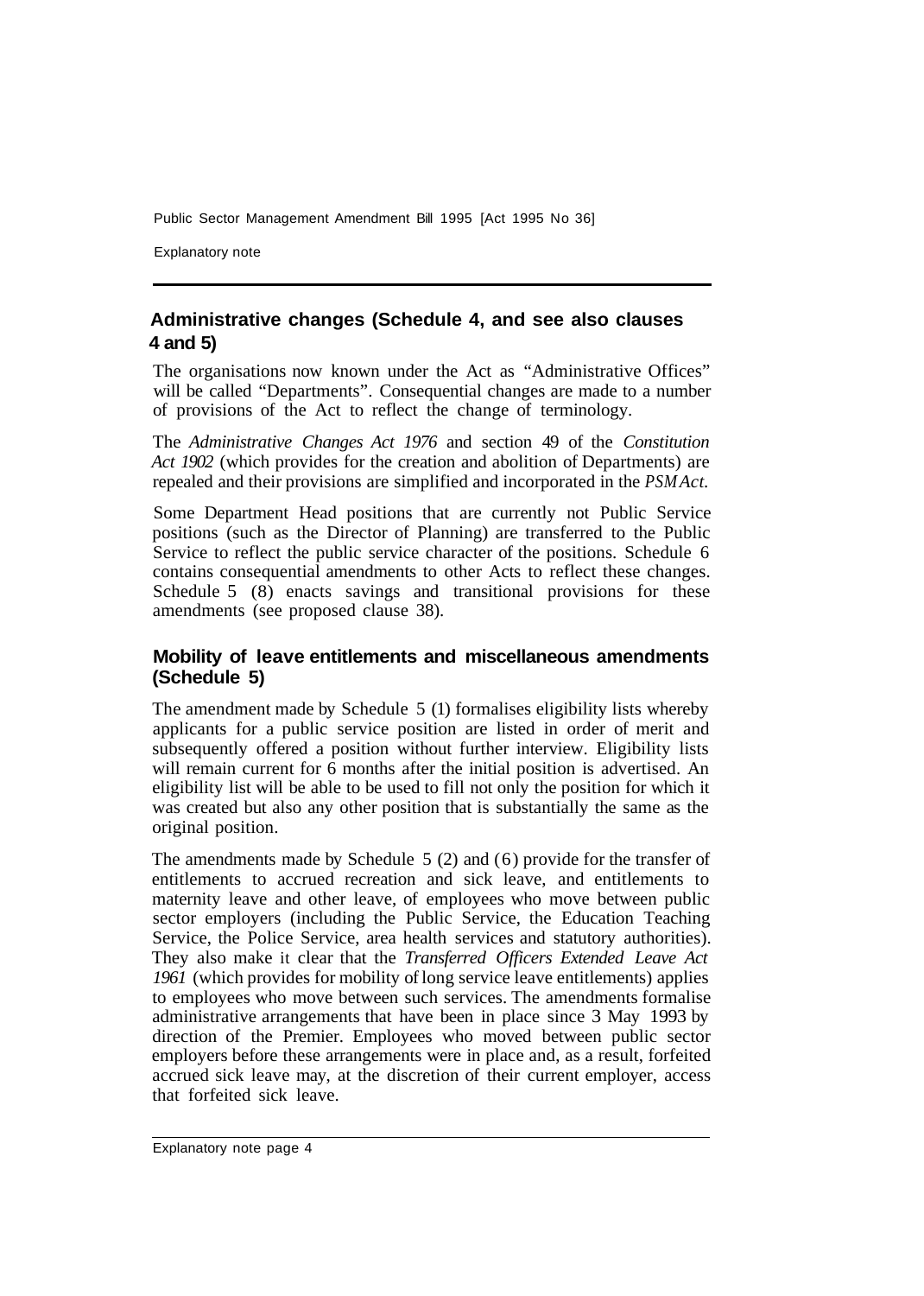## Administrative changes (Schedule 4, and see also clauses 4 and 5)

The organisations now known under the Act as "Administrative Offices" will be called "Departments". Consequential changes are made to a number of provisions of the Act to reflect the change of terminology.

The *Administrative Changes Act 1976* and section 49 of the *Constitution Act 1902* (which provides for the creation and abolition of Departments) are repealed and their provisions are simplified and incorporated in the *PSM Act.*

Some Department Head positions that are currently not Public Service positions (such as the Director of Planning) are transferred to the Public Service to reflect the public service character of the positions. Schedule 6 contains consequential amendments to other Acts to reflect these changes. Schedule 5 (8) enacts savings and transitional provisions for these amendments (see proposed clause 38).

## Mobility of leave entitlements and miscellaneous amendments (Schedule 5)

The amendment made by Schedule 5 (1) formalises eligibility lists whereby applicants for a public service position are listed in order of merit and subsequently offered a position without further interview. Eligibility lists will remain current for 6 months after the initial position is advertised. An eligibility list will be able to be used to fill not only the position for which it was created but also any other position that is substantially the same as the original position.

The amendments made by Schedule 5 (2) and (6) provide for the transfer of entitlements to accrued recreation and sick leave, and entitlements to maternity leave and other leave, of employees who move between public sector employers (including the Public Service, the Education Teaching Service, the Police Service, area health services and statutory authorities). They also make it clear that the *Transferred Officers Extended Leave Act 1961* (which provides for mobility of long service leave entitlements) applies to employees who move between such services. The amendments formalise administrative arrangements that have been in place since 3 May 1993 by direction of the Premier. Employees who moved between public sector employers before these arrangements were in place and, as a result, forfeited accrued sick leave may, at the discretion of their current employer, access that forfeited sick leave.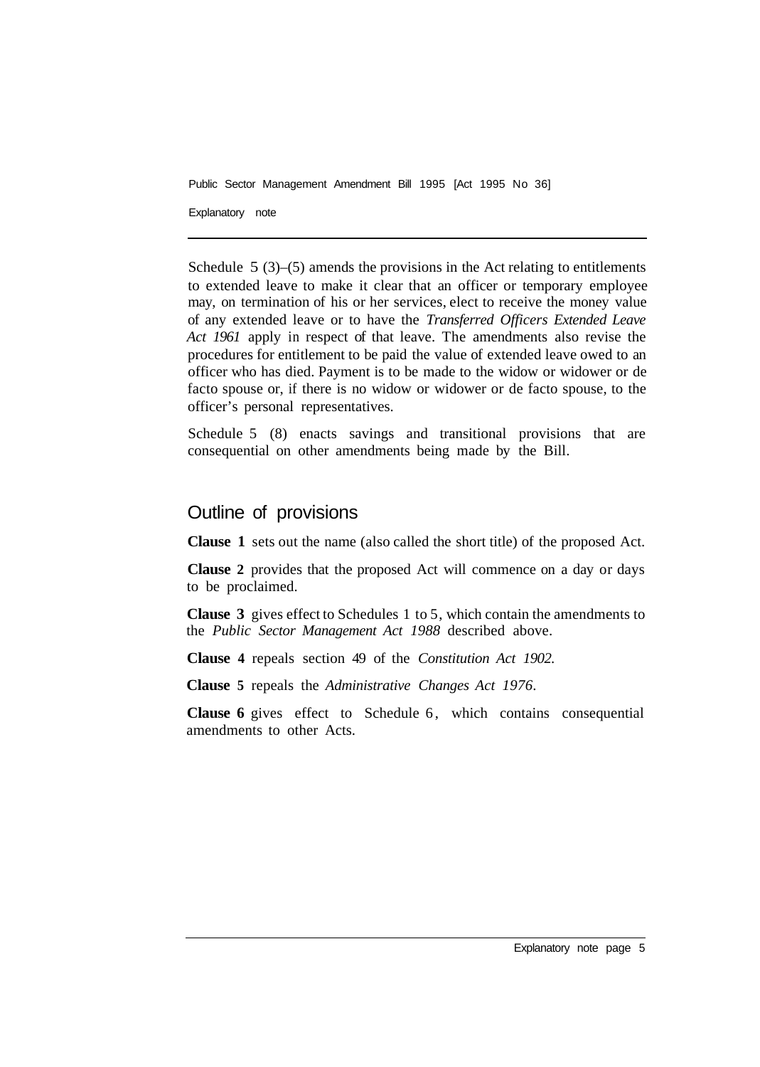Schedule 5 (3)–(5) amends the provisions in the Act relating to entitlements to extended leave to make it clear that an officer or temporary employee may, on termination of his or her services, elect to receive the money value of any extended leave or to have the *Transferred Officers Extended Leave Act 1961* apply in respect of that leave. The amendments also revise the procedures for entitlement to be paid the value of extended leave owed to an officer who has died. Payment is to be made to the widow or widower or de facto spouse or, if there is no widow or widower or de facto spouse, to the officer's personal representatives.

Schedule 5 (8) enacts savings and transitional provisions that are consequential on other amendments being made by the Bill.

## Outline of provisions

**Clause 1** sets out the name (also called the short title) of the proposed Act.

**Clause 2** provides that the proposed Act will commence on a day or days to be proclaimed.

**Clause 3** gives effect to Schedules 1 to 5, which contain the amendments to the *Public Sector Management Act 1988* described above.

**Clause 4** repeals section 49 of the *Constitution Act 1902.*

**Clause 5** repeals the *Administrative Changes Act 1976*.

**Clause 6** gives effect to Schedule 6, which contains consequential amendments to other Acts.